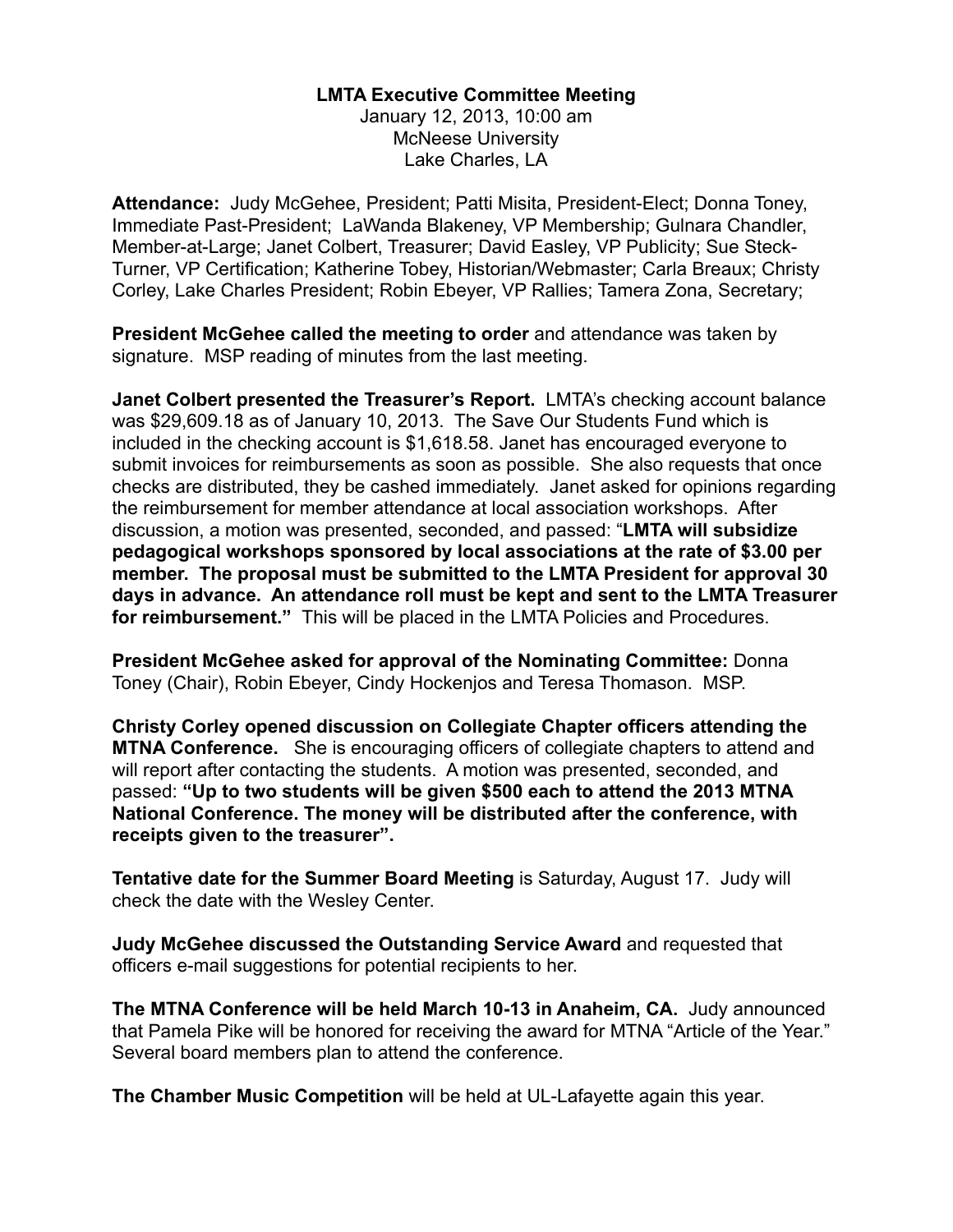**LMTA Executive Committee Meeting**
January 12, 2013, 10:00 am
McNeese University
Lake Charles, LA

**Attendance:** Judy McGehee, President; Patti Misita, President-Elect; Donna Toney, Immediate Past-President; LaWanda Blakeney, VP Membership; Gulnara Chandler, Member-at-Large; Janet Colbert, Treasurer; David Easley, VP Publicity; Sue Steck-Turner, VP Certification; Katherine Tobey, Historian/Webmaster; Carla Breaux; Christy Corley, Lake Charles President; Robin Ebeyer, VP Rallies; Tamera Zona, Secretary;

**President McGehee called the meeting to order** and attendance was taken by signature. MSP reading of minutes from the last meeting.

**Janet Colbert presented the Treasurer's Report.** LMTA's checking account balance was $29,609.18 as of January 10, 2013. The Save Our Students Fund which is included in the checking account is $1,618.58. Janet has encouraged everyone to submit invoices for reimbursements as soon as possible. She also requests that once checks are distributed, they be cashed immediately. Janet asked for opinions regarding the reimbursement for member attendance at local association workshops. After discussion, a motion was presented, seconded, and passed: "**LMTA will subsidize pedagogical workshops sponsored by local associations at the rate of $3.00 per member. The proposal must be submitted to the LMTA President for approval 30 days in advance. An attendance roll must be kept and sent to the LMTA Treasurer for reimbursement.**" This will be placed in the LMTA Policies and Procedures.

**President McGehee asked for approval of the Nominating Committee:** Donna Toney (Chair), Robin Ebeyer, Cindy Hockenjos and Teresa Thomason. MSP.

**Christy Corley opened discussion on Collegiate Chapter officers attending the MTNA Conference.** She is encouraging officers of collegiate chapters to attend and will report after contacting the students. A motion was presented, seconded, and passed: **"Up to two students will be given $500 each to attend the 2013 MTNA National Conference. The money will be distributed after the conference, with receipts given to the treasurer".**

**Tentative date for the Summer Board Meeting** is Saturday, August 17. Judy will check the date with the Wesley Center.

**Judy McGehee discussed the Outstanding Service Award** and requested that officers e-mail suggestions for potential recipients to her.

**The MTNA Conference will be held March 10-13 in Anaheim, CA.** Judy announced that Pamela Pike will be honored for receiving the award for MTNA "Article of the Year." Several board members plan to attend the conference.

**The Chamber Music Competition** will be held at UL-Lafayette again this year.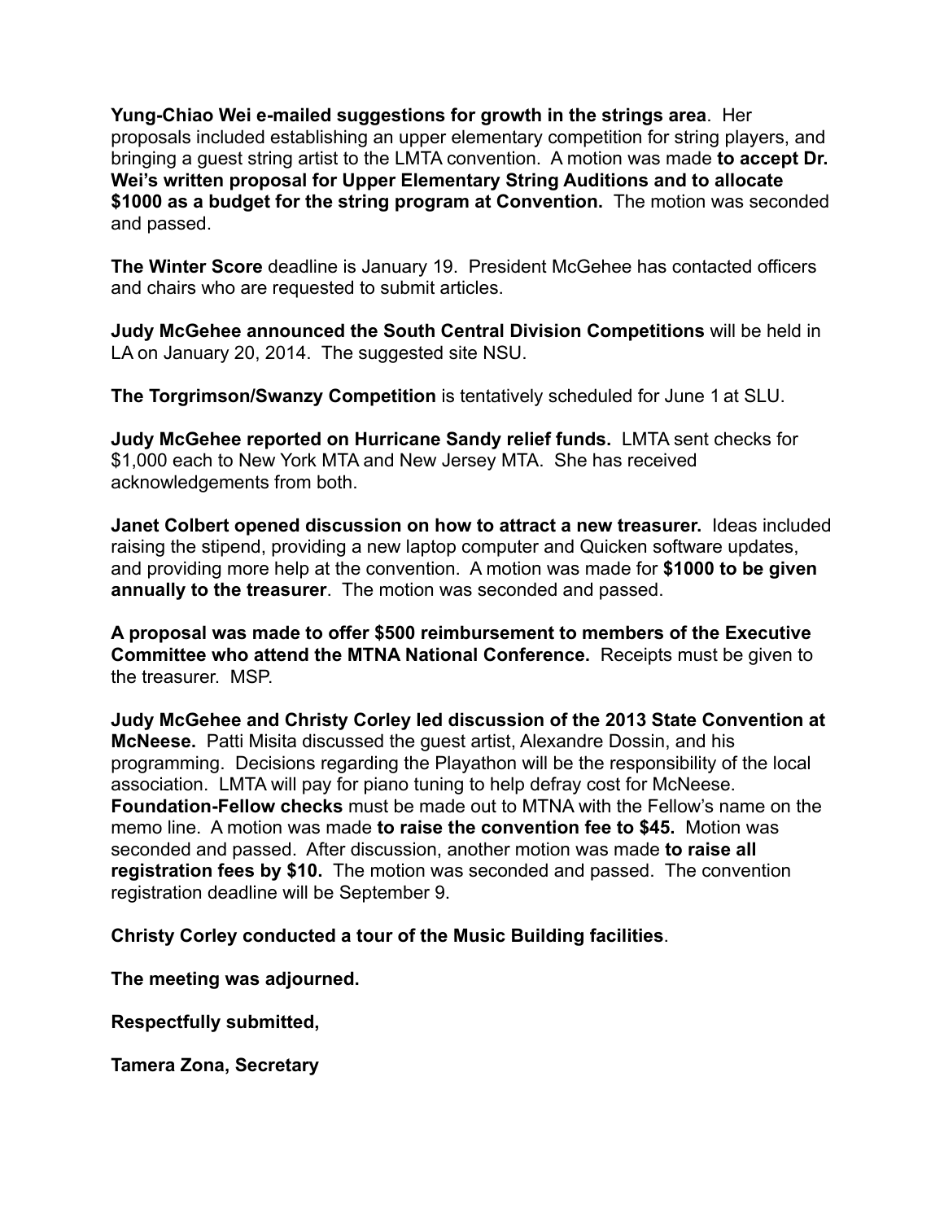**Yung-Chiao Wei e-mailed suggestions for growth in the strings area**. Her proposals included establishing an upper elementary competition for string players, and bringing a guest string artist to the LMTA convention. A motion was made **to accept Dr. Wei's written proposal for Upper Elementary String Auditions and to allocate $1000 as a budget for the string program at Convention.** The motion was seconded and passed.

**The Winter Score** deadline is January 19. President McGehee has contacted officers and chairs who are requested to submit articles.

**Judy McGehee announced the South Central Division Competitions** will be held in LA on January 20, 2014. The suggested site NSU.

**The Torgrimson/Swanzy Competition** is tentatively scheduled for June 1 at SLU.

**Judy McGehee reported on Hurricane Sandy relief funds.** LMTA sent checks for $1,000 each to New York MTA and New Jersey MTA. She has received acknowledgements from both.

**Janet Colbert opened discussion on how to attract a new treasurer.** Ideas included raising the stipend, providing a new laptop computer and Quicken software updates, and providing more help at the convention. A motion was made for **$1000 to be given annually to the treasurer**. The motion was seconded and passed.

**A proposal was made to offer $500 reimbursement to members of the Executive Committee who attend the MTNA National Conference.** Receipts must be given to the treasurer. MSP.

**Judy McGehee and Christy Corley led discussion of the 2013 State Convention at McNeese.** Patti Misita discussed the guest artist, Alexandre Dossin, and his programming. Decisions regarding the Playathon will be the responsibility of the local association. LMTA will pay for piano tuning to help defray cost for McNeese. **Foundation-Fellow checks** must be made out to MTNA with the Fellow's name on the memo line. A motion was made **to raise the convention fee to $45.** Motion was seconded and passed. After discussion, another motion was made **to raise all registration fees by $10.** The motion was seconded and passed. The convention registration deadline will be September 9.

**Christy Corley conducted a tour of the Music Building facilities**.

**The meeting was adjourned.**

**Respectfully submitted,**

**Tamera Zona, Secretary**